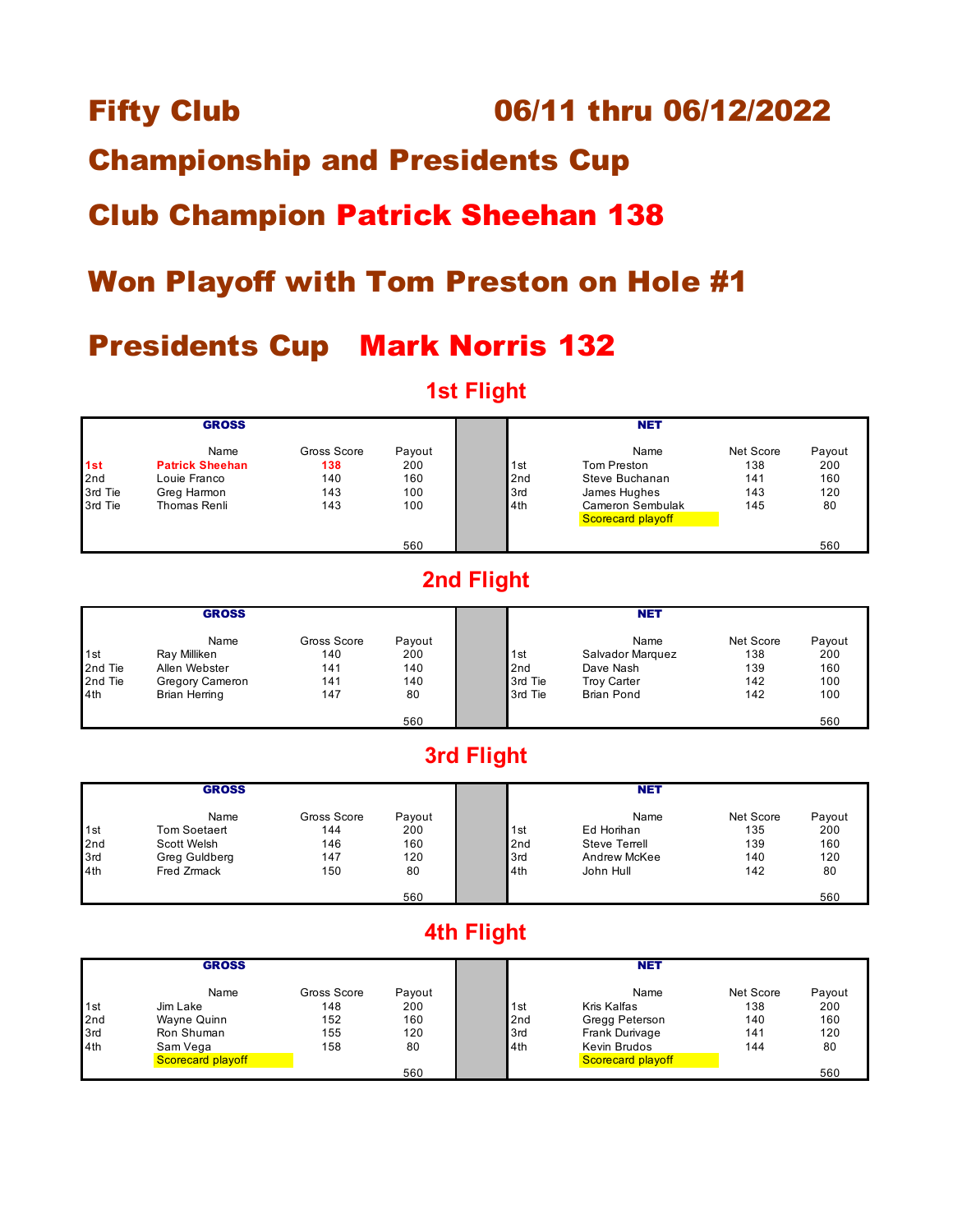# Fifty Club 06/11 thru 06/12/2022

## Championship and Presidents Cup

## Club Champion Patrick Sheehan 138

## Won Playoff with Tom Preston on Hole #1

## Presidents Cup Mark Norris 132

### 1st Flight

| GROSS | | | | | NET | | | |
|---|---|---|---|---|---|---|---|---|
| | Name | Gross Score | Payout | | | Name | Net Score | Payout |
| **1st** | **Patrick Sheehan** | **138** | 200 | | 1st | Tom Preston | 138 | 200 |
| 2nd | Louie Franco | 140 | 160 | | 2nd | Steve Buchanan | 141 | 160 |
| 3rd Tie | Greg Harmon | 143 | 100 | | 3rd | James Hughes | 143 | 120 |
| 3rd Tie | Thomas Renli | 143 | 100 | | 4th | Cameron Sembulak | 145 | 80 |
| | | | | | | Scorecard playoff | | |
| | | | 560 | | | | | 560 |

### 2nd Flight

| GROSS | | | | | NET | | | |
|---|---|---|---|---|---|---|---|---|
| | Name | Gross Score | Payout | | | Name | Net Score | Payout |
| 1st | Ray Milliken | 140 | 200 | | 1st | Salvador Marquez | 138 | 200 |
| 2nd Tie | Allen Webster | 141 | 140 | | 2nd | Dave Nash | 139 | 160 |
| 2nd Tie | Gregory Cameron | 141 | 140 | | 3rd Tie | Troy Carter | 142 | 100 |
| 4th | Brian Herring | 147 | 80 | | 3rd Tie | Brian Pond | 142 | 100 |
| | | | 560 | | | | | 560 |

### 3rd Flight

| GROSS | | | | | NET | | | |
|---|---|---|---|---|---|---|---|---|
| | Name | Gross Score | Payout | | | Name | Net Score | Payout |
| 1st | Tom Soetaert | 144 | 200 | | 1st | Ed Horihan | 135 | 200 |
| 2nd | Scott Welsh | 146 | 160 | | 2nd | Steve Terrell | 139 | 160 |
| 3rd | Greg Guldberg | 147 | 120 | | 3rd | Andrew McKee | 140 | 120 |
| 4th | Fred Zrmack | 150 | 80 | | 4th | John Hull | 142 | 80 |
| | | | 560 | | | | | 560 |

### 4th Flight

| GROSS | | | | | NET | | | |
|---|---|---|---|---|---|---|---|---|
| | Name | Gross Score | Payout | | | Name | Net Score | Payout |
| 1st | Jim Lake | 148 | 200 | | 1st | Kris Kalfas | 138 | 200 |
| 2nd | Wayne Quinn | 152 | 160 | | 2nd | Gregg Peterson | 140 | 160 |
| 3rd | Ron Shuman | 155 | 120 | | 3rd | Frank Durivage | 141 | 120 |
| 4th | Sam Vega | 158 | 80 | | 4th | Kevin Brudos | 144 | 80 |
| | Scorecard playoff | | | | | Scorecard playoff | | |
| | | | 560 | | | | | 560 |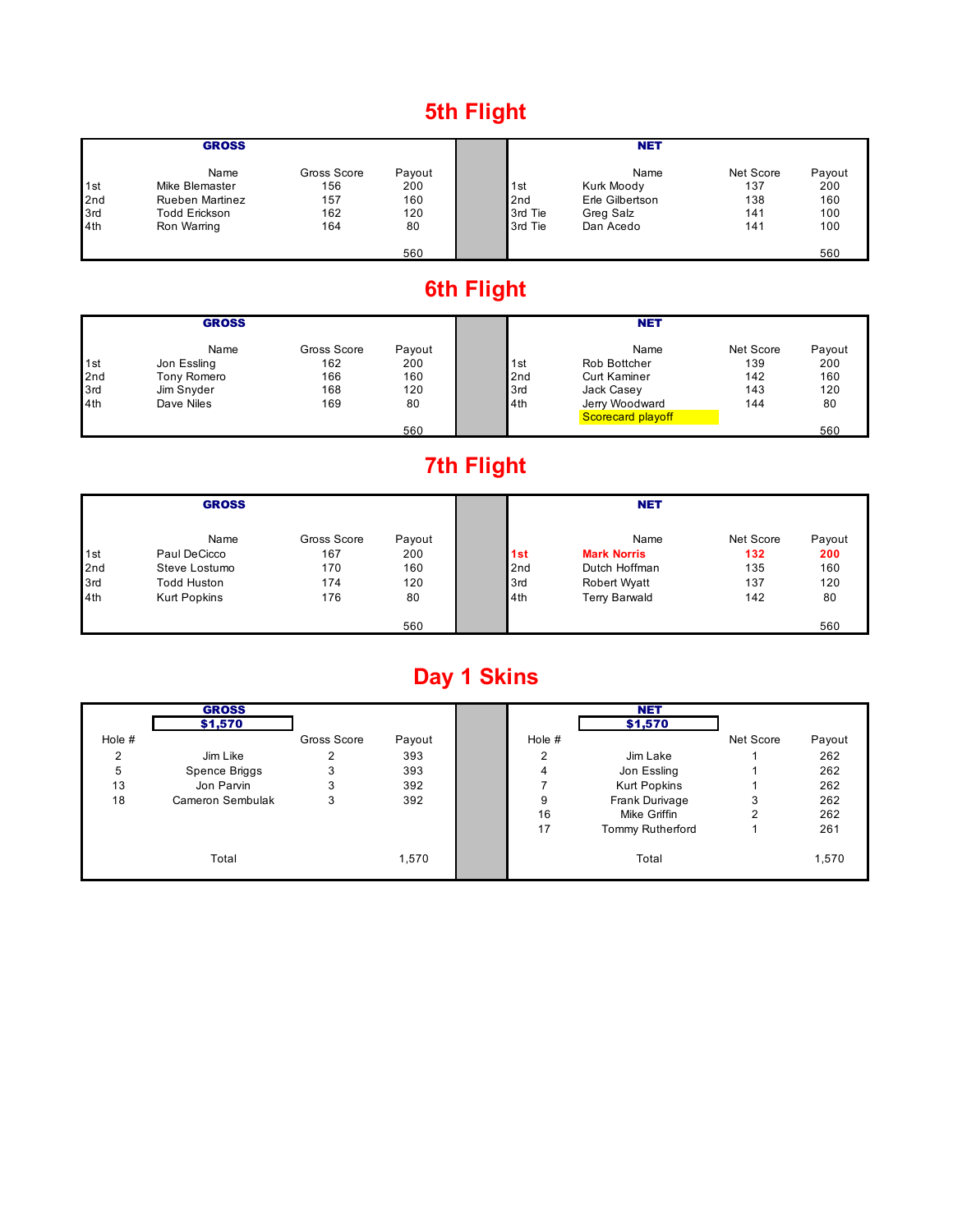## 5th Flight

| GROSS | | | | NET | | | |
|---|---|---|---|---|---|---|---|
| | Name | Gross Score | Payout | | Name | Net Score | Payout |
| 1st | Mike Blemaster | 156 | 200 | 1st | Kurk Moody | 137 | 200 |
| 2nd | Rueben Martinez | 157 | 160 | 2nd | Erle Gilbertson | 138 | 160 |
| 3rd | Todd Erickson | 162 | 120 | 3rd Tie | Greg Salz | 141 | 100 |
| 4th | Ron Warring | 164 | 80 | 3rd Tie | Dan Acedo | 141 | 100 |
| | | | 560 | | | | 560 |

## 6th Flight

| GROSS | | | | NET | | | |
|---|---|---|---|---|---|---|---|
| | Name | Gross Score | Payout | | Name | Net Score | Payout |
| 1st | Jon Essling | 162 | 200 | 1st | Rob Bottcher | 139 | 200 |
| 2nd | Tony Romero | 166 | 160 | 2nd | Curt Kaminer | 142 | 160 |
| 3rd | Jim Snyder | 168 | 120 | 3rd | Jack Casey | 143 | 120 |
| 4th | Dave Niles | 169 | 80 | 4th | Jerry Woodward | 144 | 80 |
| | | | | | Scorecard playoff | | |
| | | | 560 | | | | 560 |

## 7th Flight

| GROSS | | | | NET | | | |
|---|---|---|---|---|---|---|---|
| | Name | Gross Score | Payout | | Name | Net Score | Payout |
| 1st | Paul DeCicco | 167 | 200 | **1st** | **Mark Norris** | **132** | **200** |
| 2nd | Steve Lostumo | 170 | 160 | 2nd | Dutch Hoffman | 135 | 160 |
| 3rd | Todd Huston | 174 | 120 | 3rd | Robert Wyatt | 137 | 120 |
| 4th | Kurt Popkins | 176 | 80 | 4th | Terry Barwald | 142 | 80 |
| | | | 560 | | | | 560 |

## Day 1 Skins

| GROSS | | | | NET | | | |
|---|---|---|---|---|---|---|---|
| | $1,570 | | | | $1,570 | | |
| Hole # | | Gross Score | Payout | Hole # | | Net Score | Payout |
| 2 | Jim Like | 2 | 393 | 2 | Jim Lake | 1 | 262 |
| 5 | Spence Briggs | 3 | 393 | 4 | Jon Essling | 1 | 262 |
| 13 | Jon Parvin | 3 | 392 | 7 | Kurt Popkins | 1 | 262 |
| 18 | Cameron Sembulak | 3 | 392 | 9 | Frank Durivage | 3 | 262 |
| | | | | 16 | Mike Griffin | 2 | 262 |
| | | | | 17 | Tommy Rutherford | 1 | 261 |
| | Total | | 1,570 | | Total | | 1,570 |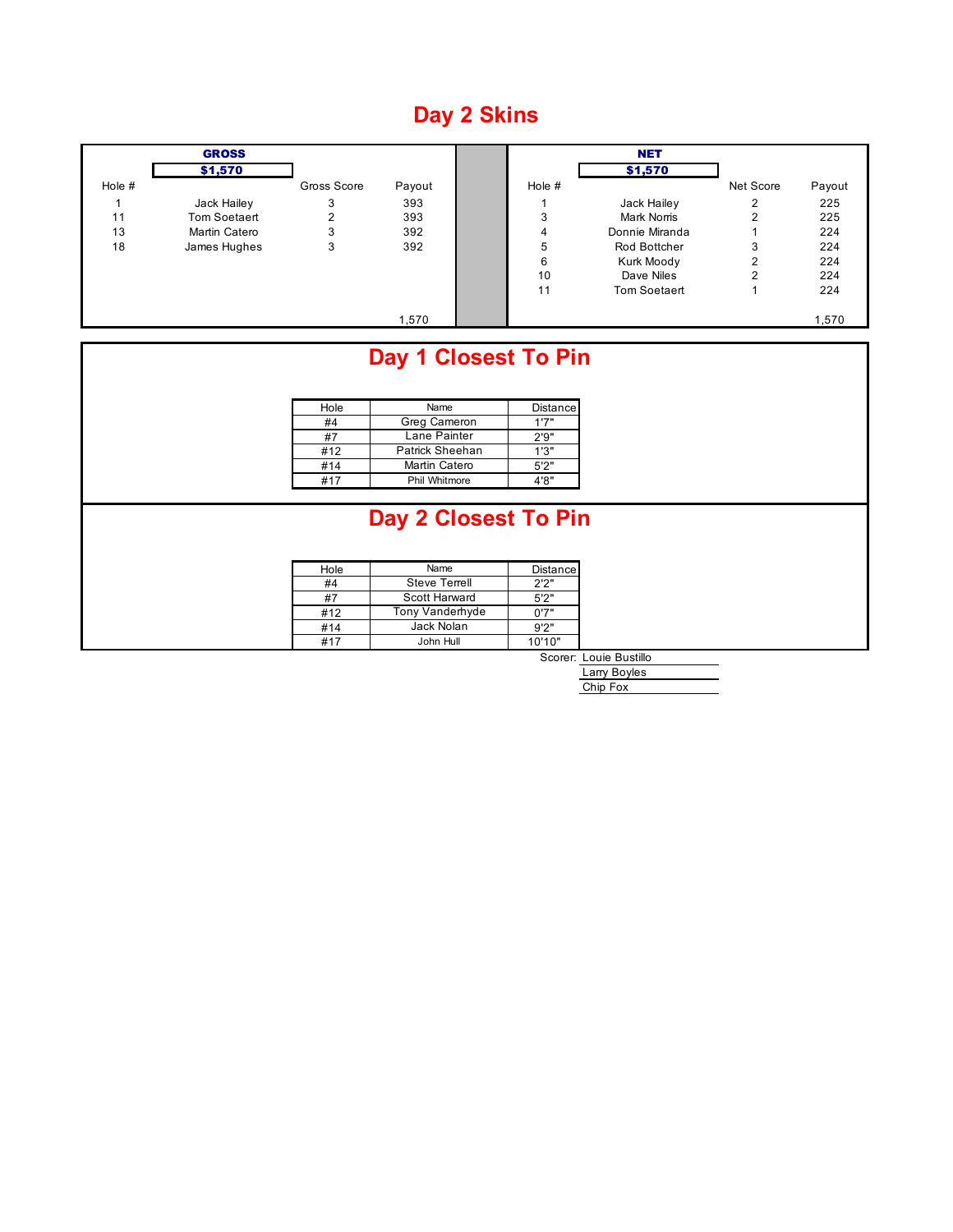# Day 2 Skins

**GROSS**

**$1,570**

| Hole # | | Gross Score | Payout |
|---|---|---|---|
| 1 | Jack Hailey | 3 | 393 |
| 11 | Tom Soetaert | 2 | 393 |
| 13 | Martin Catero | 3 | 392 |
| 18 | James Hughes | 3 | 392 |
| | | | 1,570 |

**NET**

**$1,570**

| Hole # | | Net Score | Payout |
|---|---|---|---|
| 1 | Jack Hailey | 2 | 225 |
| 3 | Mark Norris | 2 | 225 |
| 4 | Donnie Miranda | 1 | 224 |
| 5 | Rod Bottcher | 3 | 224 |
| 6 | Kurk Moody | 2 | 224 |
| 10 | Dave Niles | 2 | 224 |
| 11 | Tom Soetaert | 1 | 224 |
| | | | 1,570 |

# Day 1 Closest To Pin

| Hole | Name | Distance |
|---|---|---|
| #4 | Greg Cameron | 1'7" |
| #7 | Lane Painter | 2'9" |
| #12 | Patrick Sheehan | 1'3" |
| #14 | Martin Catero | 5'2" |
| #17 | Phil Whitmore | 4'8" |

# Day 2 Closest To Pin

| Hole | Name | Distance |
|---|---|---|
| #4 | Steve Terrell | 2'2" |
| #7 | Scott Harward | 5'2" |
| #12 | Tony Vanderhyde | 0'7" |
| #14 | Jack Nolan | 9'2" |
| #17 | John Hull | 10'10" |

Scorer: Louie Bustillo

Larry Boyles

Chip Fox